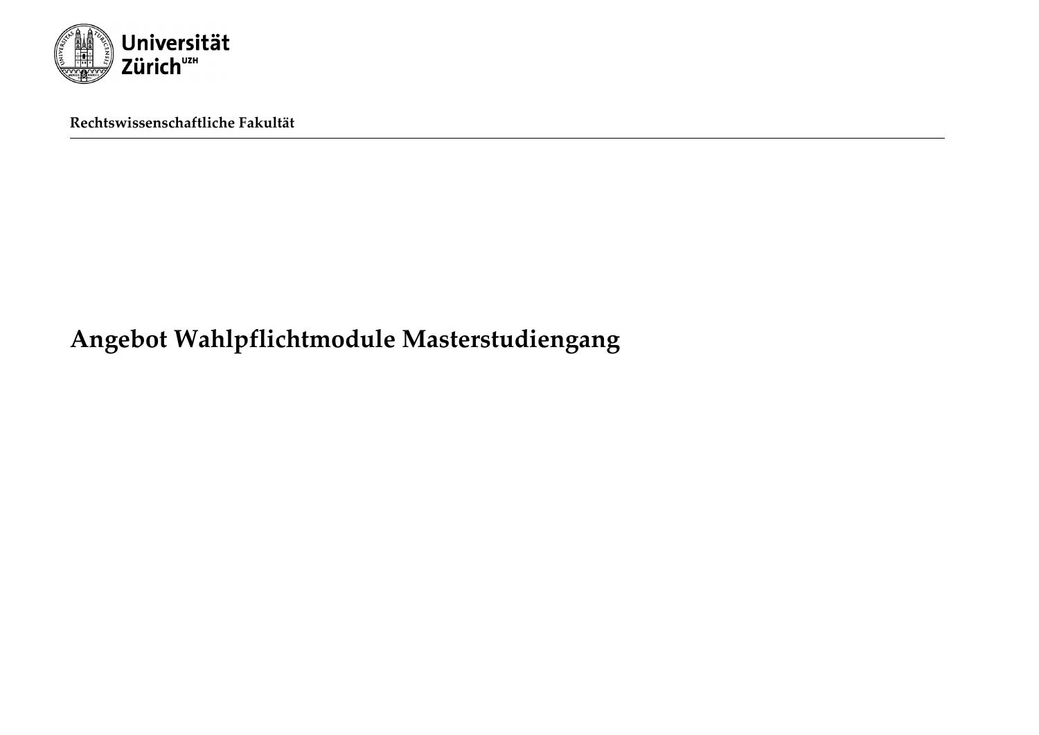Universität Zürich[UZH]

**Rechtswissenschaftliche Fakultät**

# Angebot Wahlpflichtmodule Masterstudiengang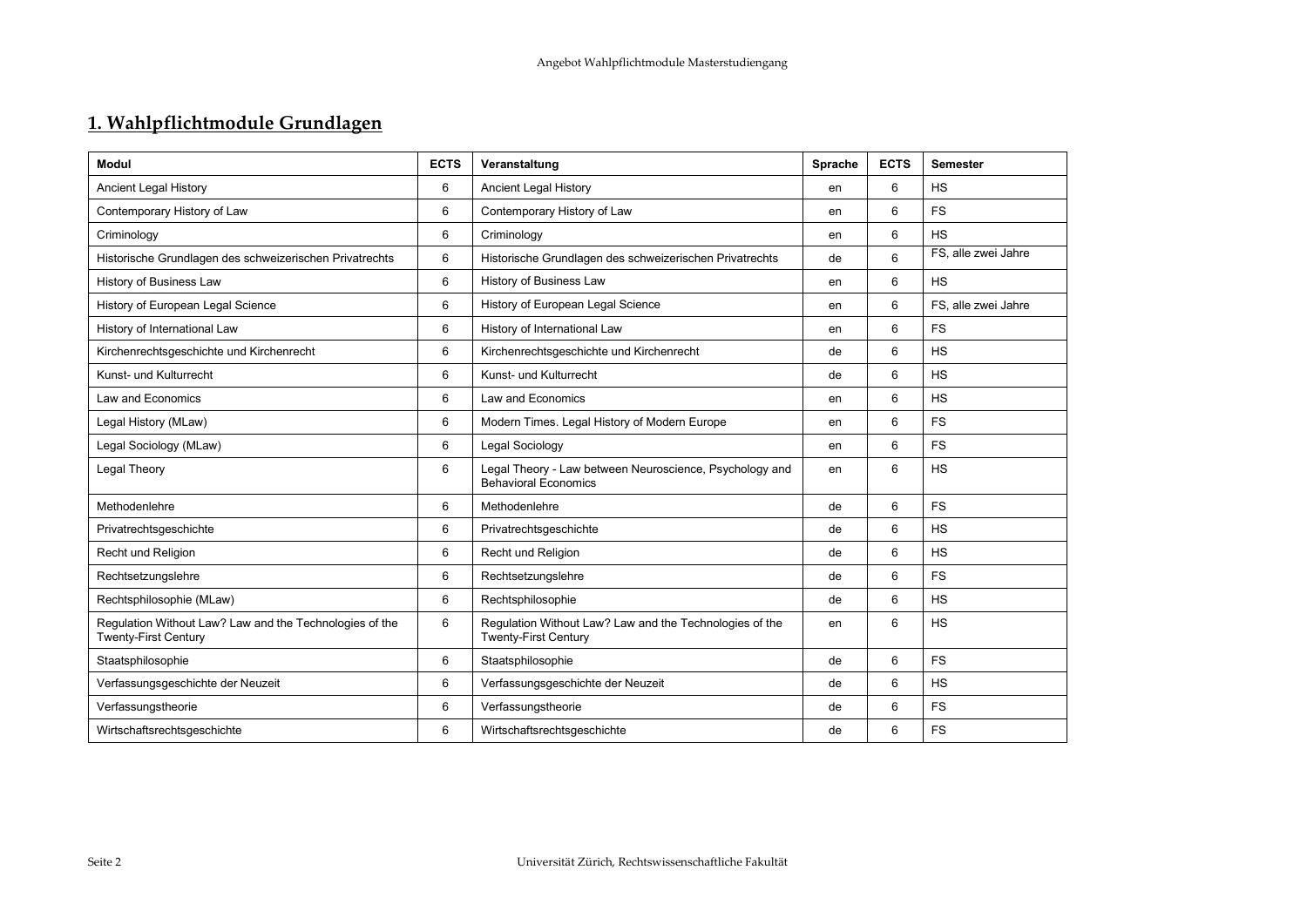## 1. Wahlpflichtmodule Grundlagen

| Modul | ECTS | Veranstaltung | Sprache | ECTS | Semester |
|---|---|---|---|---|---|
| Ancient Legal History | 6 | Ancient Legal History | en | 6 | HS |
| Contemporary History of Law | 6 | Contemporary History of Law | en | 6 | FS |
| Criminology | 6 | Criminology | en | 6 | HS |
| Historische Grundlagen des schweizerischen Privatrechts | 6 | Historische Grundlagen des schweizerischen Privatrechts | de | 6 | FS, alle zwei Jahre |
| History of Business Law | 6 | History of Business Law | en | 6 | HS |
| History of European Legal Science | 6 | History of European Legal Science | en | 6 | FS, alle zwei Jahre |
| History of International Law | 6 | History of International Law | en | 6 | FS |
| Kirchenrechtsgeschichte und Kirchenrecht | 6 | Kirchenrechtsgeschichte und Kirchenrecht | de | 6 | HS |
| Kunst- und Kulturrecht | 6 | Kunst- und Kulturrecht | de | 6 | HS |
| Law and Economics | 6 | Law and Economics | en | 6 | HS |
| Legal History (MLaw) | 6 | Modern Times. Legal History of Modern Europe | en | 6 | FS |
| Legal Sociology (MLaw) | 6 | Legal Sociology | en | 6 | FS |
| Legal Theory | 6 | Legal Theory - Law between Neuroscience, Psychology and Behavioral Economics | en | 6 | HS |
| Methodenlehre | 6 | Methodenlehre | de | 6 | FS |
| Privatrechtsgeschichte | 6 | Privatrechtsgeschichte | de | 6 | HS |
| Recht und Religion | 6 | Recht und Religion | de | 6 | HS |
| Rechtsetzungslehre | 6 | Rechtsetzungslehre | de | 6 | FS |
| Rechtsphilosophie (MLaw) | 6 | Rechtsphilosophie | de | 6 | HS |
| Regulation Without Law? Law and the Technologies of the Twenty-First Century | 6 | Regulation Without Law? Law and the Technologies of the Twenty-First Century | en | 6 | HS |
| Staatsphilosophie | 6 | Staatsphilosophie | de | 6 | FS |
| Verfassungsgeschichte der Neuzeit | 6 | Verfassungsgeschichte der Neuzeit | de | 6 | HS |
| Verfassungstheorie | 6 | Verfassungstheorie | de | 6 | FS |
| Wirtschaftsrechtsgeschichte | 6 | Wirtschaftsrechtsgeschichte | de | 6 | FS |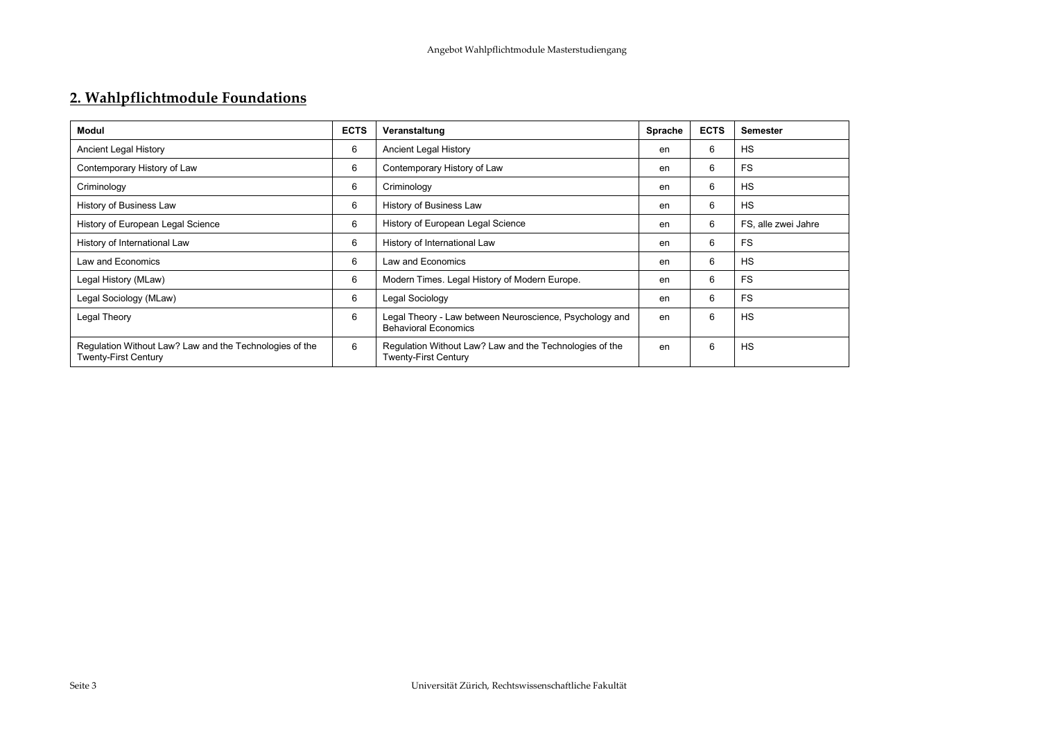## 2. Wahlpflichtmodule Foundations

| Modul | ECTS | Veranstaltung | Sprache | ECTS | Semester |
|---|---|---|---|---|---|
| Ancient Legal History | 6 | Ancient Legal History | en | 6 | HS |
| Contemporary History of Law | 6 | Contemporary History of Law | en | 6 | FS |
| Criminology | 6 | Criminology | en | 6 | HS |
| History of Business Law | 6 | History of Business Law | en | 6 | HS |
| History of European Legal Science | 6 | History of European Legal Science | en | 6 | FS, alle zwei Jahre |
| History of International Law | 6 | History of International Law | en | 6 | FS |
| Law and Economics | 6 | Law and Economics | en | 6 | HS |
| Legal History (MLaw) | 6 | Modern Times. Legal History of Modern Europe. | en | 6 | FS |
| Legal Sociology (MLaw) | 6 | Legal Sociology | en | 6 | FS |
| Legal Theory | 6 | Legal Theory - Law between Neuroscience, Psychology and Behavioral Economics | en | 6 | HS |
| Regulation Without Law? Law and the Technologies of the Twenty-First Century | 6 | Regulation Without Law? Law and the Technologies of the Twenty-First Century | en | 6 | HS |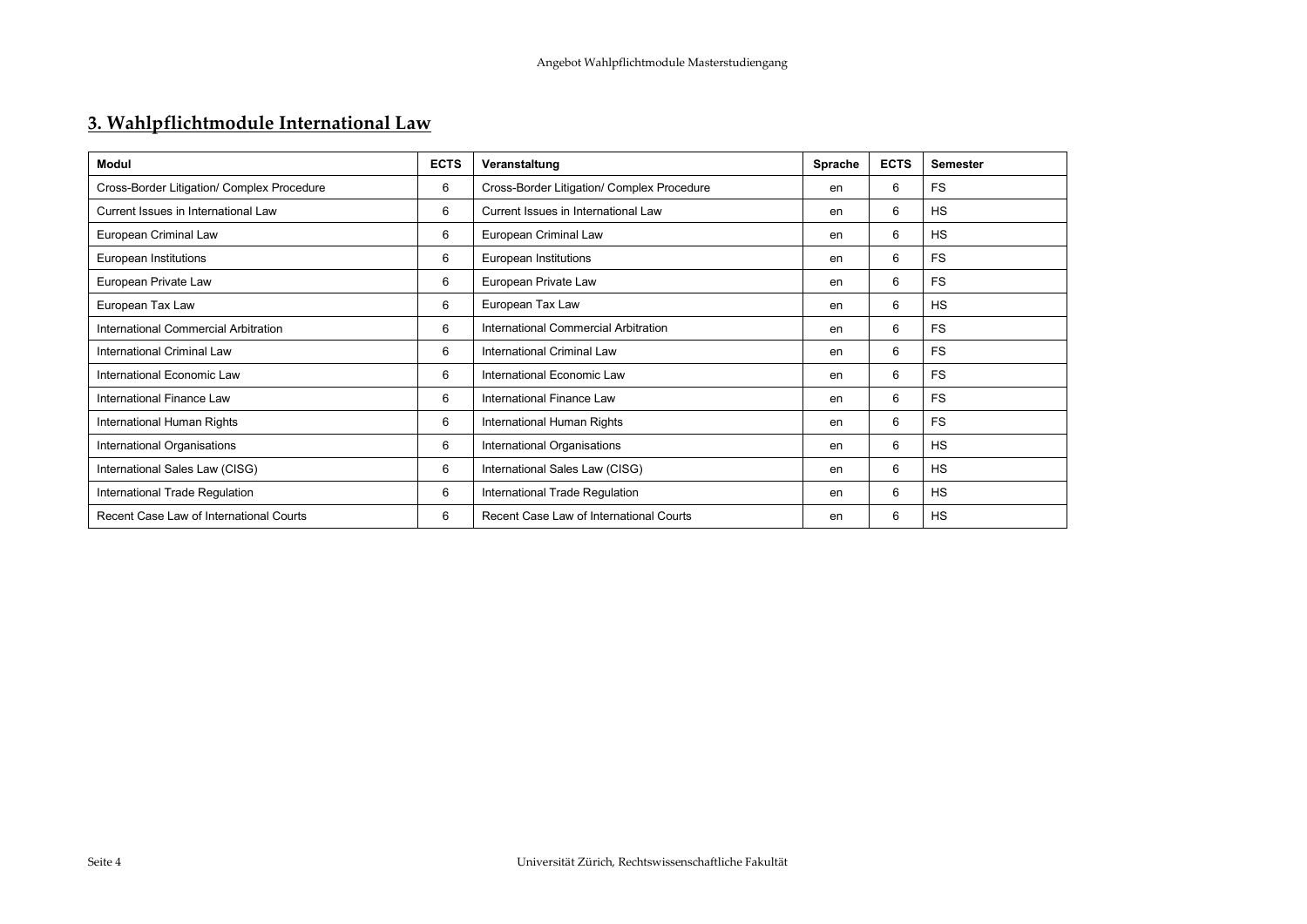## 3. Wahlpflichtmodule International Law

| Modul | ECTS | Veranstaltung | Sprache | ECTS | Semester |
|---|---|---|---|---|---|
| Cross-Border Litigation/ Complex Procedure | 6 | Cross-Border Litigation/ Complex Procedure | en | 6 | FS |
| Current Issues in International Law | 6 | Current Issues in International Law | en | 6 | HS |
| European Criminal Law | 6 | European Criminal Law | en | 6 | HS |
| European Institutions | 6 | European Institutions | en | 6 | FS |
| European Private Law | 6 | European Private Law | en | 6 | FS |
| European Tax Law | 6 | European Tax Law | en | 6 | HS |
| International Commercial Arbitration | 6 | International Commercial Arbitration | en | 6 | FS |
| International Criminal Law | 6 | International Criminal Law | en | 6 | FS |
| International Economic Law | 6 | International Economic Law | en | 6 | FS |
| International Finance Law | 6 | International Finance Law | en | 6 | FS |
| International Human Rights | 6 | International Human Rights | en | 6 | FS |
| International Organisations | 6 | International Organisations | en | 6 | HS |
| International Sales Law (CISG) | 6 | International Sales Law (CISG) | en | 6 | HS |
| International Trade Regulation | 6 | International Trade Regulation | en | 6 | HS |
| Recent Case Law of International Courts | 6 | Recent Case Law of International Courts | en | 6 | HS |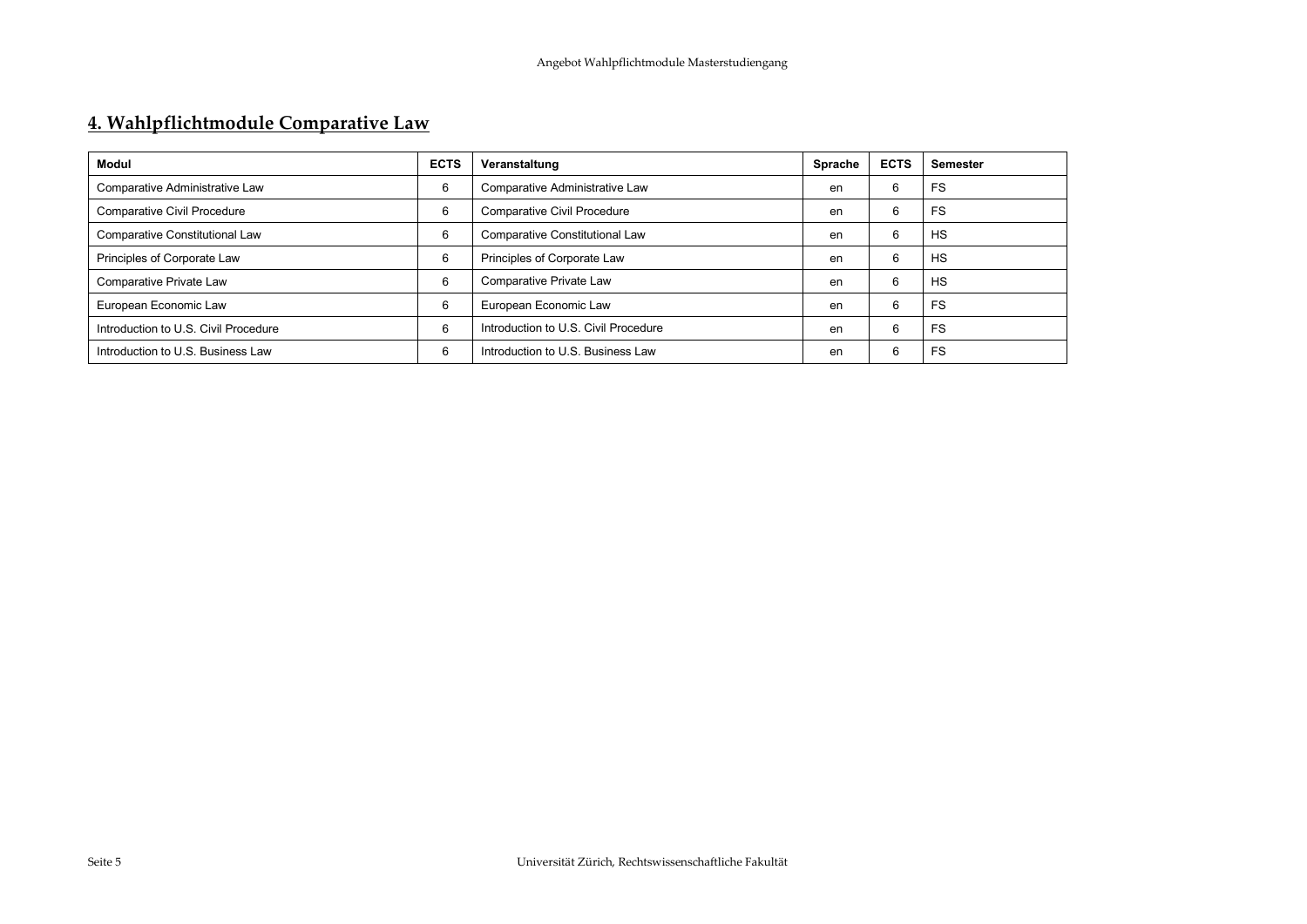## 4. Wahlpflichtmodule Comparative Law

| Modul | ECTS | Veranstaltung | Sprache | ECTS | Semester |
|---|---|---|---|---|---|
| Comparative Administrative Law | 6 | Comparative Administrative Law | en | 6 | FS |
| Comparative Civil Procedure | 6 | Comparative Civil Procedure | en | 6 | FS |
| Comparative Constitutional Law | 6 | Comparative Constitutional Law | en | 6 | HS |
| Principles of Corporate Law | 6 | Principles of Corporate Law | en | 6 | HS |
| Comparative Private Law | 6 | Comparative Private Law | en | 6 | HS |
| European Economic Law | 6 | European Economic Law | en | 6 | FS |
| Introduction to U.S. Civil Procedure | 6 | Introduction to U.S. Civil Procedure | en | 6 | FS |
| Introduction to U.S. Business Law | 6 | Introduction to U.S. Business Law | en | 6 | FS |